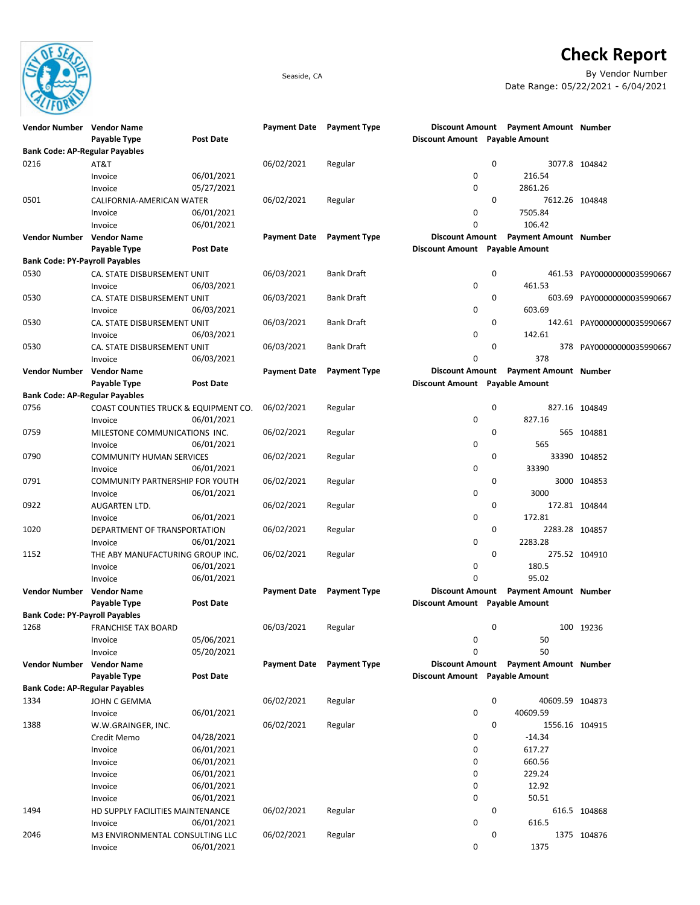# Check Report

Seaside, CA

By Vendor Number

Date Range: 05/22/2021 - 6/04/2021

| Vendor Number | Vendor Name | | Payment Date | Payment Type | Discount Amount | Payment Amount | Number |
|---|---|---|---|---|---|---|---|
| | Payable Type | Post Date | | | Discount Amount | Payable Amount | |
| **Bank Code: AP-Regular Payables** | | | | | | | |
| 0216 | AT&T | | 06/02/2021 | Regular | 0 | 3077.8 | 104842 |
| | Invoice | 06/01/2021 | | | 0 | 216.54 | |
| | Invoice | 05/27/2021 | | | 0 | 2861.26 | |
| 0501 | CALIFORNIA-AMERICAN WATER | | 06/02/2021 | Regular | 0 | 7612.26 | 104848 |
| | Invoice | 06/01/2021 | | | 0 | 7505.84 | |
| | Invoice | 06/01/2021 | | | 0 | 106.42 | |
| **Vendor Number** | **Vendor Name** | | **Payment Date** | **Payment Type** | **Discount Amount** | **Payment Amount** | **Number** |
| | **Payable Type** | **Post Date** | | | **Discount Amount** | **Payable Amount** | |
| **Bank Code: PY-Payroll Payables** | | | | | | | |
| 0530 | CA. STATE DISBURSEMENT UNIT | | 06/03/2021 | Bank Draft | 0 | 461.53 | PAY00000000035990667 |
| | Invoice | 06/03/2021 | | | 0 | 461.53 | |
| 0530 | CA. STATE DISBURSEMENT UNIT | | 06/03/2021 | Bank Draft | 0 | 603.69 | PAY00000000035990667 |
| | Invoice | 06/03/2021 | | | 0 | 603.69 | |
| 0530 | CA. STATE DISBURSEMENT UNIT | | 06/03/2021 | Bank Draft | 0 | 142.61 | PAY00000000035990667 |
| | Invoice | 06/03/2021 | | | 0 | 142.61 | |
| 0530 | CA. STATE DISBURSEMENT UNIT | | 06/03/2021 | Bank Draft | 0 | 378 | PAY00000000035990667 |
| | Invoice | 06/03/2021 | | | 0 | 378 | |
| **Vendor Number** | **Vendor Name** | | **Payment Date** | **Payment Type** | **Discount Amount** | **Payment Amount** | **Number** |
| | **Payable Type** | **Post Date** | | | **Discount Amount** | **Payable Amount** | |
| **Bank Code: AP-Regular Payables** | | | | | | | |
| 0756 | COAST COUNTIES TRUCK & EQUIPMENT CO. | | 06/02/2021 | Regular | 0 | 827.16 | 104849 |
| | Invoice | 06/01/2021 | | | 0 | 827.16 | |
| 0759 | MILESTONE COMMUNICATIONS INC. | | 06/02/2021 | Regular | 0 | 565 | 104881 |
| | Invoice | 06/01/2021 | | | 0 | 565 | |
| 0790 | COMMUNITY HUMAN SERVICES | | 06/02/2021 | Regular | 0 | 33390 | 104852 |
| | Invoice | 06/01/2021 | | | 0 | 33390 | |
| 0791 | COMMUNITY PARTNERSHIP FOR YOUTH | | 06/02/2021 | Regular | 0 | 3000 | 104853 |
| | Invoice | 06/01/2021 | | | 0 | 3000 | |
| 0922 | AUGARTEN LTD. | | 06/02/2021 | Regular | 0 | 172.81 | 104844 |
| | Invoice | 06/01/2021 | | | 0 | 172.81 | |
| 1020 | DEPARTMENT OF TRANSPORTATION | | 06/02/2021 | Regular | 0 | 2283.28 | 104857 |
| | Invoice | 06/01/2021 | | | 0 | 2283.28 | |
| 1152 | THE ABY MANUFACTURING GROUP INC. | | 06/02/2021 | Regular | 0 | 275.52 | 104910 |
| | Invoice | 06/01/2021 | | | 0 | 180.5 | |
| | Invoice | 06/01/2021 | | | 0 | 95.02 | |
| **Vendor Number** | **Vendor Name** | | **Payment Date** | **Payment Type** | **Discount Amount** | **Payment Amount** | **Number** |
| | **Payable Type** | **Post Date** | | | **Discount Amount** | **Payable Amount** | |
| **Bank Code: PY-Payroll Payables** | | | | | | | |
| 1268 | FRANCHISE TAX BOARD | | 06/03/2021 | Regular | 0 | 100 | 19236 |
| | Invoice | 05/06/2021 | | | 0 | 50 | |
| | Invoice | 05/20/2021 | | | 0 | 50 | |
| **Vendor Number** | **Vendor Name** | | **Payment Date** | **Payment Type** | **Discount Amount** | **Payment Amount** | **Number** |
| | **Payable Type** | **Post Date** | | | **Discount Amount** | **Payable Amount** | |
| **Bank Code: AP-Regular Payables** | | | | | | | |
| 1334 | JOHN C GEMMA | | 06/02/2021 | Regular | 0 | 40609.59 | 104873 |
| | Invoice | 06/01/2021 | | | 0 | 40609.59 | |
| 1388 | W.W.GRAINGER, INC. | | 06/02/2021 | Regular | 0 | 1556.16 | 104915 |
| | Credit Memo | 04/28/2021 | | | 0 | -14.34 | |
| | Invoice | 06/01/2021 | | | 0 | 617.27 | |
| | Invoice | 06/01/2021 | | | 0 | 660.56 | |
| | Invoice | 06/01/2021 | | | 0 | 229.24 | |
| | Invoice | 06/01/2021 | | | 0 | 12.92 | |
| | Invoice | 06/01/2021 | | | 0 | 50.51 | |
| 1494 | HD SUPPLY FACILITIES MAINTENANCE | | 06/02/2021 | Regular | 0 | 616.5 | 104868 |
| | Invoice | 06/01/2021 | | | 0 | 616.5 | |
| 2046 | M3 ENVIRONMENTAL CONSULTING LLC | | 06/02/2021 | Regular | 0 | 1375 | 104876 |
| | Invoice | 06/01/2021 | | | 0 | 1375 | |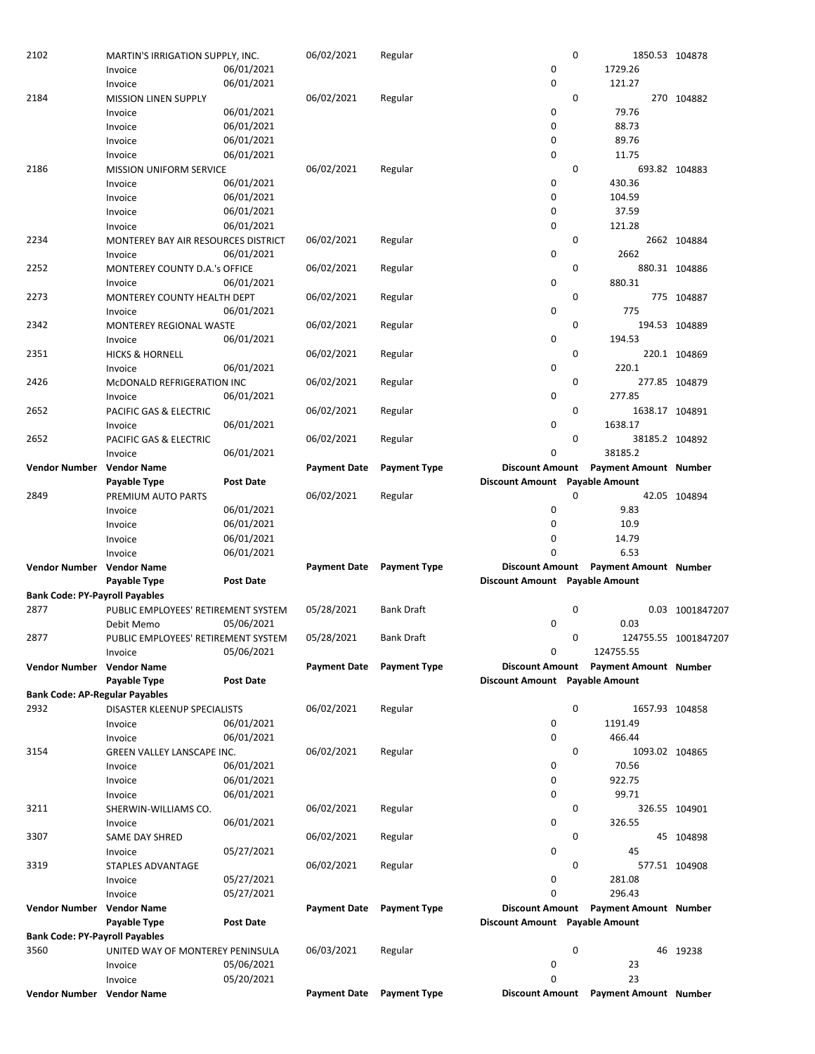| Vendor Number | Vendor Name | | Payment Date | Payment Type | Discount Amount | Payment Amount | Number |
|---|---|---|---|---|---|---|---|
| | Payable Type | Post Date | | | Discount Amount | Payable Amount | |
| 2102 | MARTIN'S IRRIGATION SUPPLY, INC. | | 06/02/2021 | Regular | 0 | 1850.53 | 104878 |
| | Invoice | 06/01/2021 | | | 0 | 1729.26 | |
| | Invoice | 06/01/2021 | | | 0 | 121.27 | |
| 2184 | MISSION LINEN SUPPLY | | 06/02/2021 | Regular | 0 | 270 | 104882 |
| | Invoice | 06/01/2021 | | | 0 | 79.76 | |
| | Invoice | 06/01/2021 | | | 0 | 88.73 | |
| | Invoice | 06/01/2021 | | | 0 | 89.76 | |
| | Invoice | 06/01/2021 | | | 0 | 11.75 | |
| 2186 | MISSION UNIFORM SERVICE | | 06/02/2021 | Regular | 0 | 693.82 | 104883 |
| | Invoice | 06/01/2021 | | | 0 | 430.36 | |
| | Invoice | 06/01/2021 | | | 0 | 104.59 | |
| | Invoice | 06/01/2021 | | | 0 | 37.59 | |
| | Invoice | 06/01/2021 | | | 0 | 121.28 | |
| 2234 | MONTEREY BAY AIR RESOURCES DISTRICT | | 06/02/2021 | Regular | 0 | 2662 | 104884 |
| | Invoice | 06/01/2021 | | | 0 | 2662 | |
| 2252 | MONTEREY COUNTY D.A.'s OFFICE | | 06/02/2021 | Regular | 0 | 880.31 | 104886 |
| | Invoice | 06/01/2021 | | | 0 | 880.31 | |
| 2273 | MONTEREY COUNTY HEALTH DEPT | | 06/02/2021 | Regular | 0 | 775 | 104887 |
| | Invoice | 06/01/2021 | | | 0 | 775 | |
| 2342 | MONTEREY REGIONAL WASTE | | 06/02/2021 | Regular | 0 | 194.53 | 104889 |
| | Invoice | 06/01/2021 | | | 0 | 194.53 | |
| 2351 | HICKS & HORNELL | | 06/02/2021 | Regular | 0 | 220.1 | 104869 |
| | Invoice | 06/01/2021 | | | 0 | 220.1 | |
| 2426 | McDONALD REFRIGERATION INC | | 06/02/2021 | Regular | 0 | 277.85 | 104879 |
| | Invoice | 06/01/2021 | | | 0 | 277.85 | |
| 2652 | PACIFIC GAS & ELECTRIC | | 06/02/2021 | Regular | 0 | 1638.17 | 104891 |
| | Invoice | 06/01/2021 | | | 0 | 1638.17 | |
| 2652 | PACIFIC GAS & ELECTRIC | | 06/02/2021 | Regular | 0 | 38185.2 | 104892 |
| | Invoice | 06/01/2021 | | | 0 | 38185.2 | |
| **Vendor Number** | **Vendor Name** | | **Payment Date** | **Payment Type** | **Discount Amount** | **Payment Amount** | **Number** |
| | **Payable Type** | **Post Date** | | | **Discount Amount** | **Payable Amount** | |
| 2849 | PREMIUM AUTO PARTS | | 06/02/2021 | Regular | 0 | 42.05 | 104894 |
| | Invoice | 06/01/2021 | | | 0 | 9.83 | |
| | Invoice | 06/01/2021 | | | 0 | 10.9 | |
| | Invoice | 06/01/2021 | | | 0 | 14.79 | |
| | Invoice | 06/01/2021 | | | 0 | 6.53 | |
| **Vendor Number** | **Vendor Name** | | **Payment Date** | **Payment Type** | **Discount Amount** | **Payment Amount** | **Number** |
| | **Payable Type** | **Post Date** | | | **Discount Amount** | **Payable Amount** | |
| **Bank Code: PY-Payroll Payables** | | | | | | | |
| 2877 | PUBLIC EMPLOYEES' RETIREMENT SYSTEM | | 05/28/2021 | Bank Draft | 0 | 0.03 | 1001847207 |
| | Debit Memo | 05/06/2021 | | | 0 | 0.03 | |
| 2877 | PUBLIC EMPLOYEES' RETIREMENT SYSTEM | | 05/28/2021 | Bank Draft | 0 | 124755.55 | 1001847207 |
| | Invoice | 05/06/2021 | | | 0 | 124755.55 | |
| **Vendor Number** | **Vendor Name** | | **Payment Date** | **Payment Type** | **Discount Amount** | **Payment Amount** | **Number** |
| | **Payable Type** | **Post Date** | | | **Discount Amount** | **Payable Amount** | |
| **Bank Code: AP-Regular Payables** | | | | | | | |
| 2932 | DISASTER KLEENUP SPECIALISTS | | 06/02/2021 | Regular | 0 | 1657.93 | 104858 |
| | Invoice | 06/01/2021 | | | 0 | 1191.49 | |
| | Invoice | 06/01/2021 | | | 0 | 466.44 | |
| 3154 | GREEN VALLEY LANSCAPE INC. | | 06/02/2021 | Regular | 0 | 1093.02 | 104865 |
| | Invoice | 06/01/2021 | | | 0 | 70.56 | |
| | Invoice | 06/01/2021 | | | 0 | 922.75 | |
| | Invoice | 06/01/2021 | | | 0 | 99.71 | |
| 3211 | SHERWIN-WILLIAMS CO. | | 06/02/2021 | Regular | 0 | 326.55 | 104901 |
| | Invoice | 06/01/2021 | | | 0 | 326.55 | |
| 3307 | SAME DAY SHRED | | 06/02/2021 | Regular | 0 | 45 | 104898 |
| | Invoice | 05/27/2021 | | | 0 | 45 | |
| 3319 | STAPLES ADVANTAGE | | 06/02/2021 | Regular | 0 | 577.51 | 104908 |
| | Invoice | 05/27/2021 | | | 0 | 281.08 | |
| | Invoice | 05/27/2021 | | | 0 | 296.43 | |
| **Vendor Number** | **Vendor Name** | | **Payment Date** | **Payment Type** | **Discount Amount** | **Payment Amount** | **Number** |
| | **Payable Type** | **Post Date** | | | **Discount Amount** | **Payable Amount** | |
| **Bank Code: PY-Payroll Payables** | | | | | | | |
| 3560 | UNITED WAY OF MONTEREY PENINSULA | | 06/03/2021 | Regular | 0 | 46 | 19238 |
| | Invoice | 05/06/2021 | | | 0 | 23 | |
| | Invoice | 05/20/2021 | | | 0 | 23 | |
| **Vendor Number** | **Vendor Name** | | **Payment Date** | **Payment Type** | **Discount Amount** | **Payment Amount** | **Number** |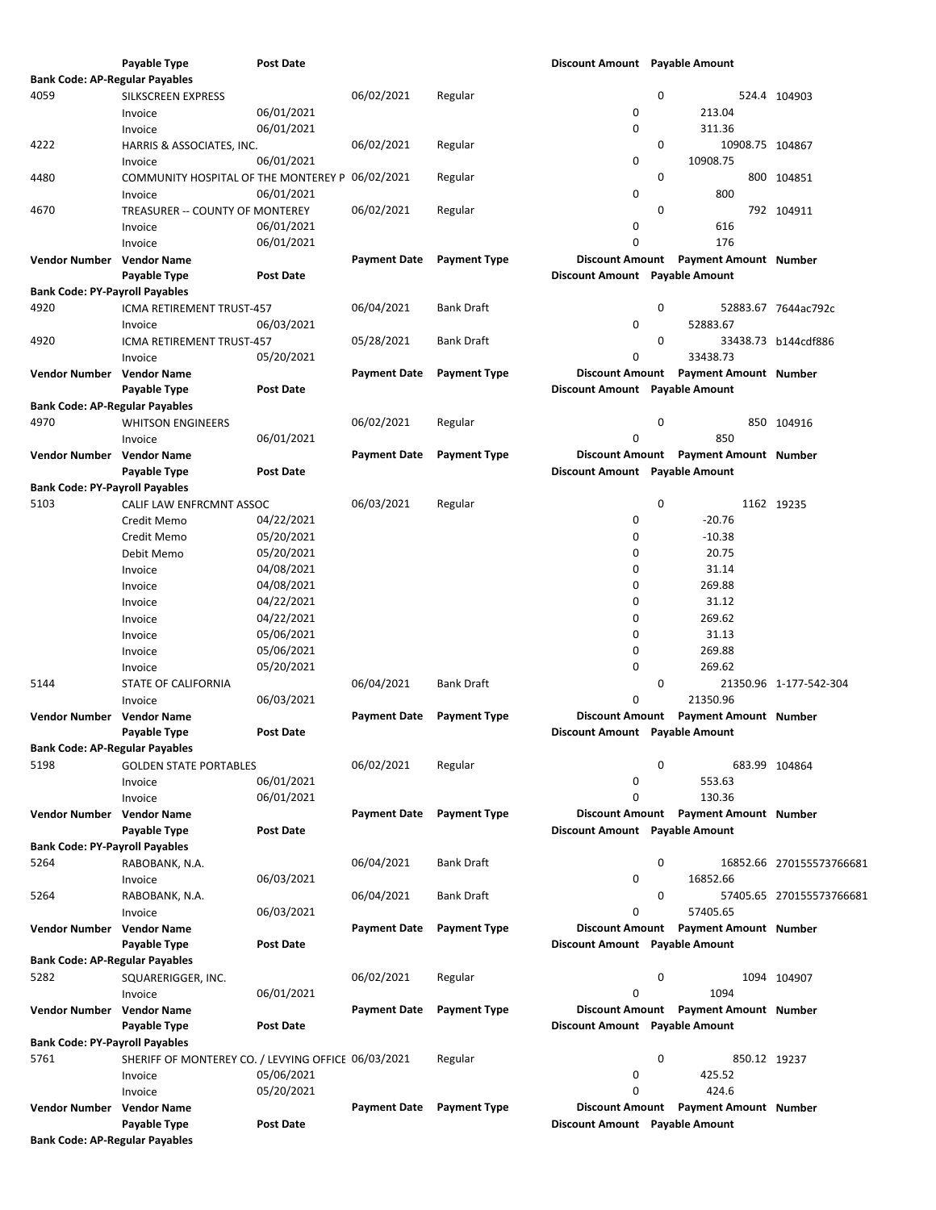| Vendor Number | Vendor Name | | Payment Date | Payment Type | Discount Amount | Payment Amount | Number |
|---|---|---|---|---|---|---|---|
| | Payable Type | Post Date | | | Discount Amount | Payable Amount | |
| **Bank Code: AP-Regular Payables** | | | | | | | |
| 4059 | SILKSCREEN EXPRESS | | 06/02/2021 | Regular | 0 | 524.4 | 104903 |
| | Invoice | 06/01/2021 | | | 0 | 213.04 | |
| | Invoice | 06/01/2021 | | | 0 | 311.36 | |
| 4222 | HARRIS & ASSOCIATES, INC. | | 06/02/2021 | Regular | 0 | 10908.75 | 104867 |
| | Invoice | 06/01/2021 | | | 0 | 10908.75 | |
| 4480 | COMMUNITY HOSPITAL OF THE MONTEREY P | | 06/02/2021 | Regular | 0 | 800 | 104851 |
| | Invoice | 06/01/2021 | | | 0 | 800 | |
| 4670 | TREASURER -- COUNTY OF MONTEREY | | 06/02/2021 | Regular | 0 | 792 | 104911 |
| | Invoice | 06/01/2021 | | | 0 | 616 | |
| | Invoice | 06/01/2021 | | | 0 | 176 | |
| **Vendor Number** | **Vendor Name** | | **Payment Date** | **Payment Type** | **Discount Amount** | **Payment Amount** | **Number** |
| | **Payable Type** | **Post Date** | | | **Discount Amount** | **Payable Amount** | |
| **Bank Code: PY-Payroll Payables** | | | | | | | |
| 4920 | ICMA RETIREMENT TRUST-457 | | 06/04/2021 | Bank Draft | 0 | 52883.67 | 7644ac792c |
| | Invoice | 06/03/2021 | | | 0 | 52883.67 | |
| 4920 | ICMA RETIREMENT TRUST-457 | | 05/28/2021 | Bank Draft | 0 | 33438.73 | b144cdf886 |
| | Invoice | 05/20/2021 | | | 0 | 33438.73 | |
| **Vendor Number** | **Vendor Name** | | **Payment Date** | **Payment Type** | **Discount Amount** | **Payment Amount** | **Number** |
| | **Payable Type** | **Post Date** | | | **Discount Amount** | **Payable Amount** | |
| **Bank Code: AP-Regular Payables** | | | | | | | |
| 4970 | WHITSON ENGINEERS | | 06/02/2021 | Regular | 0 | 850 | 104916 |
| | Invoice | 06/01/2021 | | | 0 | 850 | |
| **Vendor Number** | **Vendor Name** | | **Payment Date** | **Payment Type** | **Discount Amount** | **Payment Amount** | **Number** |
| | **Payable Type** | **Post Date** | | | **Discount Amount** | **Payable Amount** | |
| **Bank Code: PY-Payroll Payables** | | | | | | | |
| 5103 | CALIF LAW ENFRCMNT ASSOC | | 06/03/2021 | Regular | 0 | 1162 | 19235 |
| | Credit Memo | 04/22/2021 | | | 0 | -20.76 | |
| | Credit Memo | 05/20/2021 | | | 0 | -10.38 | |
| | Debit Memo | 05/20/2021 | | | 0 | 20.75 | |
| | Invoice | 04/08/2021 | | | 0 | 31.14 | |
| | Invoice | 04/08/2021 | | | 0 | 269.88 | |
| | Invoice | 04/22/2021 | | | 0 | 31.12 | |
| | Invoice | 04/22/2021 | | | 0 | 269.62 | |
| | Invoice | 05/06/2021 | | | 0 | 31.13 | |
| | Invoice | 05/06/2021 | | | 0 | 269.88 | |
| | Invoice | 05/20/2021 | | | 0 | 269.62 | |
| 5144 | STATE OF CALIFORNIA | | 06/04/2021 | Bank Draft | 0 | 21350.96 | 1-177-542-304 |
| | Invoice | 06/03/2021 | | | 0 | 21350.96 | |
| **Vendor Number** | **Vendor Name** | | **Payment Date** | **Payment Type** | **Discount Amount** | **Payment Amount** | **Number** |
| | **Payable Type** | **Post Date** | | | **Discount Amount** | **Payable Amount** | |
| **Bank Code: AP-Regular Payables** | | | | | | | |
| 5198 | GOLDEN STATE PORTABLES | | 06/02/2021 | Regular | 0 | 683.99 | 104864 |
| | Invoice | 06/01/2021 | | | 0 | 553.63 | |
| | Invoice | 06/01/2021 | | | 0 | 130.36 | |
| **Vendor Number** | **Vendor Name** | | **Payment Date** | **Payment Type** | **Discount Amount** | **Payment Amount** | **Number** |
| | **Payable Type** | **Post Date** | | | **Discount Amount** | **Payable Amount** | |
| **Bank Code: PY-Payroll Payables** | | | | | | | |
| 5264 | RABOBANK, N.A. | | 06/04/2021 | Bank Draft | 0 | 16852.66 | 270155573766681 |
| | Invoice | 06/03/2021 | | | 0 | 16852.66 | |
| 5264 | RABOBANK, N.A. | | 06/04/2021 | Bank Draft | 0 | 57405.65 | 270155573766681 |
| | Invoice | 06/03/2021 | | | 0 | 57405.65 | |
| **Vendor Number** | **Vendor Name** | | **Payment Date** | **Payment Type** | **Discount Amount** | **Payment Amount** | **Number** |
| | **Payable Type** | **Post Date** | | | **Discount Amount** | **Payable Amount** | |
| **Bank Code: AP-Regular Payables** | | | | | | | |
| 5282 | SQUARERIGGER, INC. | | 06/02/2021 | Regular | 0 | 1094 | 104907 |
| | Invoice | 06/01/2021 | | | 0 | 1094 | |
| **Vendor Number** | **Vendor Name** | | **Payment Date** | **Payment Type** | **Discount Amount** | **Payment Amount** | **Number** |
| | **Payable Type** | **Post Date** | | | **Discount Amount** | **Payable Amount** | |
| **Bank Code: PY-Payroll Payables** | | | | | | | |
| 5761 | SHERIFF OF MONTEREY CO. / LEVYING OFFICE | | 06/03/2021 | Regular | 0 | 850.12 | 19237 |
| | Invoice | 05/06/2021 | | | 0 | 425.52 | |
| | Invoice | 05/20/2021 | | | 0 | 424.6 | |
| **Vendor Number** | **Vendor Name** | | **Payment Date** | **Payment Type** | **Discount Amount** | **Payment Amount** | **Number** |
| | **Payable Type** | **Post Date** | | | **Discount Amount** | **Payable Amount** | |
| **Bank Code: AP-Regular Payables** | | | | | | | |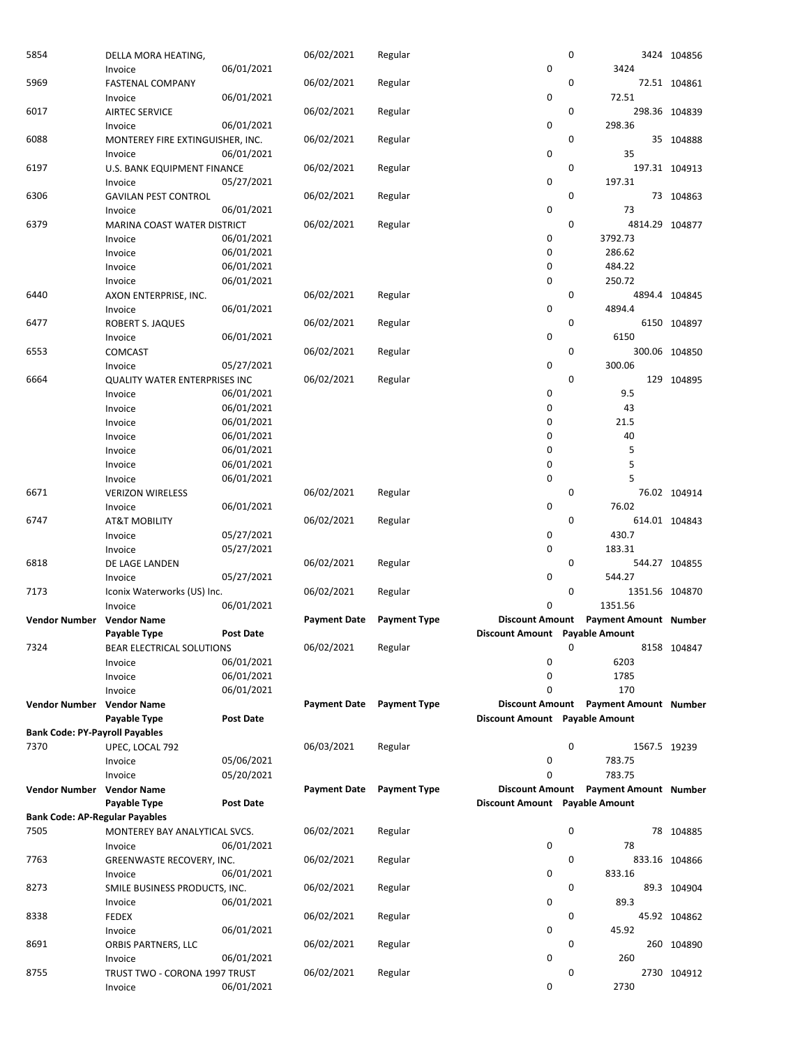| Vendor Number | Vendor Name | | Payment Date | Payment Type | Discount Amount | Payment Amount | Number |
|---|---|---|---|---|---|---|---|
| | Payable Type | Post Date | | | Discount Amount | Payable Amount | |
| 5854 | DELLA MORA HEATING, | | 06/02/2021 | Regular | 0 | 3424 | 104856 |
| | Invoice | 06/01/2021 | | | 0 | 3424 | |
| 5969 | FASTENAL COMPANY | | 06/02/2021 | Regular | 0 | 72.51 | 104861 |
| | Invoice | 06/01/2021 | | | 0 | 72.51 | |
| 6017 | AIRTEC SERVICE | | 06/02/2021 | Regular | 0 | 298.36 | 104839 |
| | Invoice | 06/01/2021 | | | 0 | 298.36 | |
| 6088 | MONTEREY FIRE EXTINGUISHER, INC. | | 06/02/2021 | Regular | 0 | 35 | 104888 |
| | Invoice | 06/01/2021 | | | 0 | 35 | |
| 6197 | U.S. BANK EQUIPMENT FINANCE | | 06/02/2021 | Regular | 0 | 197.31 | 104913 |
| | Invoice | 05/27/2021 | | | 0 | 197.31 | |
| 6306 | GAVILAN PEST CONTROL | | 06/02/2021 | Regular | 0 | 73 | 104863 |
| | Invoice | 06/01/2021 | | | 0 | 73 | |
| 6379 | MARINA COAST WATER DISTRICT | | 06/02/2021 | Regular | 0 | 4814.29 | 104877 |
| | Invoice | 06/01/2021 | | | 0 | 3792.73 | |
| | Invoice | 06/01/2021 | | | 0 | 286.62 | |
| | Invoice | 06/01/2021 | | | 0 | 484.22 | |
| | Invoice | 06/01/2021 | | | 0 | 250.72 | |
| 6440 | AXON ENTERPRISE, INC. | | 06/02/2021 | Regular | 0 | 4894.4 | 104845 |
| | Invoice | 06/01/2021 | | | 0 | 4894.4 | |
| 6477 | ROBERT S. JAQUES | | 06/02/2021 | Regular | 0 | 6150 | 104897 |
| | Invoice | 06/01/2021 | | | 0 | 6150 | |
| 6553 | COMCAST | | 06/02/2021 | Regular | 0 | 300.06 | 104850 |
| | Invoice | 05/27/2021 | | | 0 | 300.06 | |
| 6664 | QUALITY WATER ENTERPRISES INC | | 06/02/2021 | Regular | 0 | 129 | 104895 |
| | Invoice | 06/01/2021 | | | 0 | 9.5 | |
| | Invoice | 06/01/2021 | | | 0 | 43 | |
| | Invoice | 06/01/2021 | | | 0 | 21.5 | |
| | Invoice | 06/01/2021 | | | 0 | 40 | |
| | Invoice | 06/01/2021 | | | 0 | 5 | |
| | Invoice | 06/01/2021 | | | 0 | 5 | |
| | Invoice | 06/01/2021 | | | 0 | 5 | |
| 6671 | VERIZON WIRELESS | | 06/02/2021 | Regular | 0 | 76.02 | 104914 |
| | Invoice | 06/01/2021 | | | 0 | 76.02 | |
| 6747 | AT&T MOBILITY | | 06/02/2021 | Regular | 0 | 614.01 | 104843 |
| | Invoice | 05/27/2021 | | | 0 | 430.7 | |
| | Invoice | 05/27/2021 | | | 0 | 183.31 | |
| 6818 | DE LAGE LANDEN | | 06/02/2021 | Regular | 0 | 544.27 | 104855 |
| | Invoice | 05/27/2021 | | | 0 | 544.27 | |
| 7173 | Iconix Waterworks (US) Inc. | | 06/02/2021 | Regular | 0 | 1351.56 | 104870 |
| | Invoice | 06/01/2021 | | | 0 | 1351.56 | |

| Vendor Number | Vendor Name | | Payment Date | Payment Type | Discount Amount | Payment Amount | Number |
|---|---|---|---|---|---|---|---|
| | Payable Type | Post Date | | | Discount Amount | Payable Amount | |
| 7324 | BEAR ELECTRICAL SOLUTIONS | | 06/02/2021 | Regular | 0 | 8158 | 104847 |
| | Invoice | 06/01/2021 | | | 0 | 6203 | |
| | Invoice | 06/01/2021 | | | 0 | 1785 | |
| | Invoice | 06/01/2021 | | | 0 | 170 | |

| Vendor Number | Vendor Name | | Payment Date | Payment Type | Discount Amount | Payment Amount | Number |
|---|---|---|---|---|---|---|---|
| | Payable Type | Post Date | | | Discount Amount | Payable Amount | |
| **Bank Code: PY-Payroll Payables** | | | | | | | |
| 7370 | UPEC, LOCAL 792 | | 06/03/2021 | Regular | 0 | 1567.5 | 19239 |
| | Invoice | 05/06/2021 | | | 0 | 783.75 | |
| | Invoice | 05/20/2021 | | | 0 | 783.75 | |

| Vendor Number | Vendor Name | | Payment Date | Payment Type | Discount Amount | Payment Amount | Number |
|---|---|---|---|---|---|---|---|
| | Payable Type | Post Date | | | Discount Amount | Payable Amount | |
| **Bank Code: AP-Regular Payables** | | | | | | | |
| 7505 | MONTEREY BAY ANALYTICAL SVCS. | | 06/02/2021 | Regular | 0 | 78 | 104885 |
| | Invoice | 06/01/2021 | | | 0 | 78 | |
| 7763 | GREENWASTE RECOVERY, INC. | | 06/02/2021 | Regular | 0 | 833.16 | 104866 |
| | Invoice | 06/01/2021 | | | 0 | 833.16 | |
| 8273 | SMILE BUSINESS PRODUCTS, INC. | | 06/02/2021 | Regular | 0 | 89.3 | 104904 |
| | Invoice | 06/01/2021 | | | 0 | 89.3 | |
| 8338 | FEDEX | | 06/02/2021 | Regular | 0 | 45.92 | 104862 |
| | Invoice | 06/01/2021 | | | 0 | 45.92 | |
| 8691 | ORBIS PARTNERS, LLC | | 06/02/2021 | Regular | 0 | 260 | 104890 |
| | Invoice | 06/01/2021 | | | 0 | 260 | |
| 8755 | TRUST TWO - CORONA 1997 TRUST | | 06/02/2021 | Regular | 0 | 2730 | 104912 |
| | Invoice | 06/01/2021 | | | 0 | 2730 | |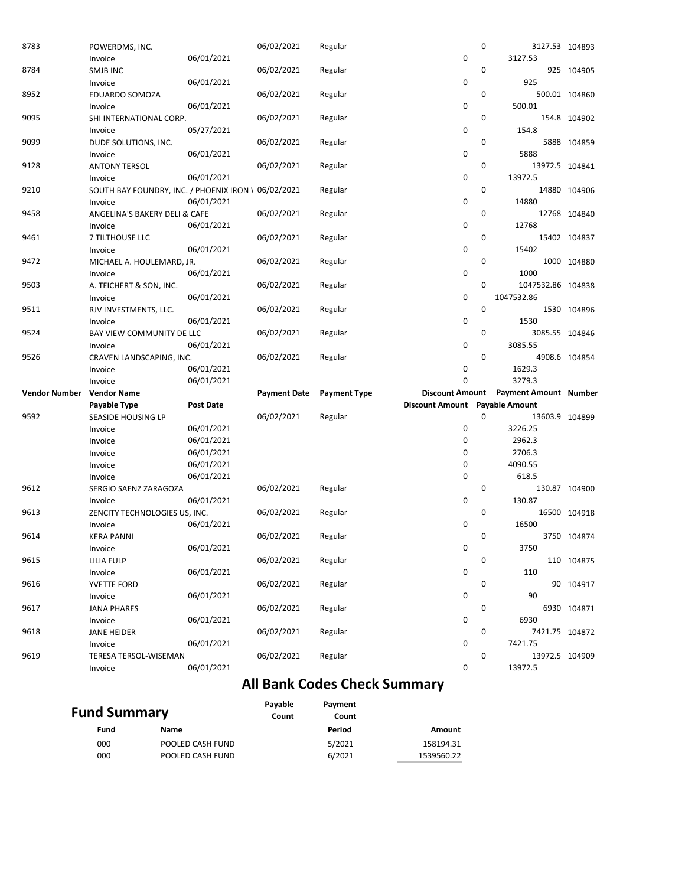| Vendor Number | Vendor Name | | Payment Date | Payment Type | Discount Amount | Payment Amount | Number |
|---|---|---|---|---|---|---|---|
| | Payable Type | Post Date | | | Discount Amount | Payable Amount | |
| 8783 | POWERDMS, INC. | | 06/02/2021 | Regular | 0 | 3127.53 | 104893 |
| | Invoice | 06/01/2021 | | | 0 | 3127.53 | |
| 8784 | SMJB INC | | 06/02/2021 | Regular | 0 | 925 | 104905 |
| | Invoice | 06/01/2021 | | | 0 | 925 | |
| 8952 | EDUARDO SOMOZA | | 06/02/2021 | Regular | 0 | 500.01 | 104860 |
| | Invoice | 06/01/2021 | | | 0 | 500.01 | |
| 9095 | SHI INTERNATIONAL CORP. | | 06/02/2021 | Regular | 0 | 154.8 | 104902 |
| | Invoice | 05/27/2021 | | | 0 | 154.8 | |
| 9099 | DUDE SOLUTIONS, INC. | | 06/02/2021 | Regular | 0 | 5888 | 104859 |
| | Invoice | 06/01/2021 | | | 0 | 5888 | |
| 9128 | ANTONY TERSOL | | 06/02/2021 | Regular | 0 | 13972.5 | 104841 |
| | Invoice | 06/01/2021 | | | 0 | 13972.5 | |
| 9210 | SOUTH BAY FOUNDRY, INC. / PHOENIX IRON \ | | 06/02/2021 | Regular | 0 | 14880 | 104906 |
| | Invoice | 06/01/2021 | | | 0 | 14880 | |
| 9458 | ANGELINA'S BAKERY DELI & CAFE | | 06/02/2021 | Regular | 0 | 12768 | 104840 |
| | Invoice | 06/01/2021 | | | 0 | 12768 | |
| 9461 | 7 TILTHOUSE LLC | | 06/02/2021 | Regular | 0 | 15402 | 104837 |
| | Invoice | 06/01/2021 | | | 0 | 15402 | |
| 9472 | MICHAEL A. HOULEMARD, JR. | | 06/02/2021 | Regular | 0 | 1000 | 104880 |
| | Invoice | 06/01/2021 | | | 0 | 1000 | |
| 9503 | A. TEICHERT & SON, INC. | | 06/02/2021 | Regular | 0 | 1047532.86 | 104838 |
| | Invoice | 06/01/2021 | | | 0 | 1047532.86 | |
| 9511 | RJV INVESTMENTS, LLC. | | 06/02/2021 | Regular | 0 | 1530 | 104896 |
| | Invoice | 06/01/2021 | | | 0 | 1530 | |
| 9524 | BAY VIEW COMMUNITY DE LLC | | 06/02/2021 | Regular | 0 | 3085.55 | 104846 |
| | Invoice | 06/01/2021 | | | 0 | 3085.55 | |
| 9526 | CRAVEN LANDSCAPING, INC. | | 06/02/2021 | Regular | 0 | 4908.6 | 104854 |
| | Invoice | 06/01/2021 | | | 0 | 1629.3 | |
| | Invoice | 06/01/2021 | | | 0 | 3279.3 | |
| 9592 | SEASIDE HOUSING LP | | 06/02/2021 | Regular | 0 | 13603.9 | 104899 |
| | Invoice | 06/01/2021 | | | 0 | 3226.25 | |
| | Invoice | 06/01/2021 | | | 0 | 2962.3 | |
| | Invoice | 06/01/2021 | | | 0 | 2706.3 | |
| | Invoice | 06/01/2021 | | | 0 | 4090.55 | |
| | Invoice | 06/01/2021 | | | 0 | 618.5 | |
| 9612 | SERGIO SAENZ ZARAGOZA | | 06/02/2021 | Regular | 0 | 130.87 | 104900 |
| | Invoice | 06/01/2021 | | | 0 | 130.87 | |
| 9613 | ZENCITY TECHNOLOGIES US, INC. | | 06/02/2021 | Regular | 0 | 16500 | 104918 |
| | Invoice | 06/01/2021 | | | 0 | 16500 | |
| 9614 | KERA PANNI | | 06/02/2021 | Regular | 0 | 3750 | 104874 |
| | Invoice | 06/01/2021 | | | 0 | 3750 | |
| 9615 | LILIA FULP | | 06/02/2021 | Regular | 0 | 110 | 104875 |
| | Invoice | 06/01/2021 | | | 0 | 110 | |
| 9616 | YVETTE FORD | | 06/02/2021 | Regular | 0 | 90 | 104917 |
| | Invoice | 06/01/2021 | | | 0 | 90 | |
| 9617 | JANA PHARES | | 06/02/2021 | Regular | 0 | 6930 | 104871 |
| | Invoice | 06/01/2021 | | | 0 | 6930 | |
| 9618 | JANE HEIDER | | 06/02/2021 | Regular | 0 | 7421.75 | 104872 |
| | Invoice | 06/01/2021 | | | 0 | 7421.75 | |
| 9619 | TERESA TERSOL-WISEMAN | | 06/02/2021 | Regular | 0 | 13972.5 | 104909 |
| | Invoice | 06/01/2021 | | | 0 | 13972.5 | |

## All Bank Codes Check Summary

### Fund Summary

| Fund | Name | Payable Count | Payment Count / Period | Amount |
|---|---|---|---|---|
| 000 | POOLED CASH FUND | | 5/2021 | 158194.31 |
| 000 | POOLED CASH FUND | | 6/2021 | 1539560.22 |